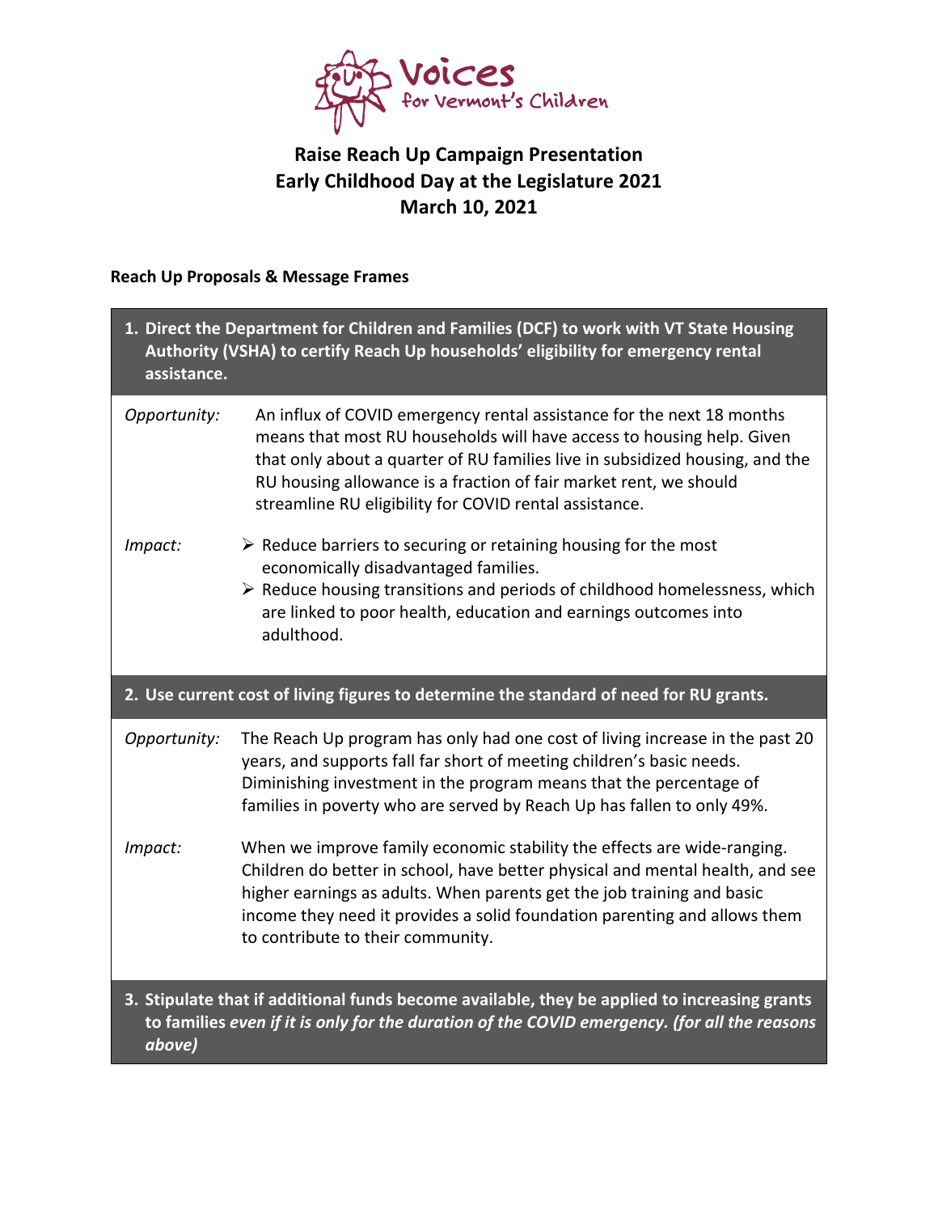Voices for Vermont's Children

# Raise Reach Up Campaign Presentation
# Early Childhood Day at the Legislature 2021
# March 10, 2021

**Reach Up Proposals & Message Frames**

### 1. Direct the Department for Children and Families (DCF) to work with VT State Housing Authority (VSHA) to certify Reach Up households' eligibility for emergency rental assistance.

*Opportunity:* An influx of COVID emergency rental assistance for the next 18 months means that most RU households will have access to housing help. Given that only about a quarter of RU families live in subsidized housing, and the RU housing allowance is a fraction of fair market rent, we should streamline RU eligibility for COVID rental assistance.

*Impact:*
- Reduce barriers to securing or retaining housing for the most economically disadvantaged families.
- Reduce housing transitions and periods of childhood homelessness, which are linked to poor health, education and earnings outcomes into adulthood.

### 2. Use current cost of living figures to determine the standard of need for RU grants.

*Opportunity:* The Reach Up program has only had one cost of living increase in the past 20 years, and supports fall far short of meeting children's basic needs. Diminishing investment in the program means that the percentage of families in poverty who are served by Reach Up has fallen to only 49%.

*Impact:* When we improve family economic stability the effects are wide-ranging. Children do better in school, have better physical and mental health, and see higher earnings as adults. When parents get the job training and basic income they need it provides a solid foundation parenting and allows them to contribute to their community.

### 3. Stipulate that if additional funds become available, they be applied to increasing grants to families *even if it is only for the duration of the COVID emergency. (for all the reasons above)*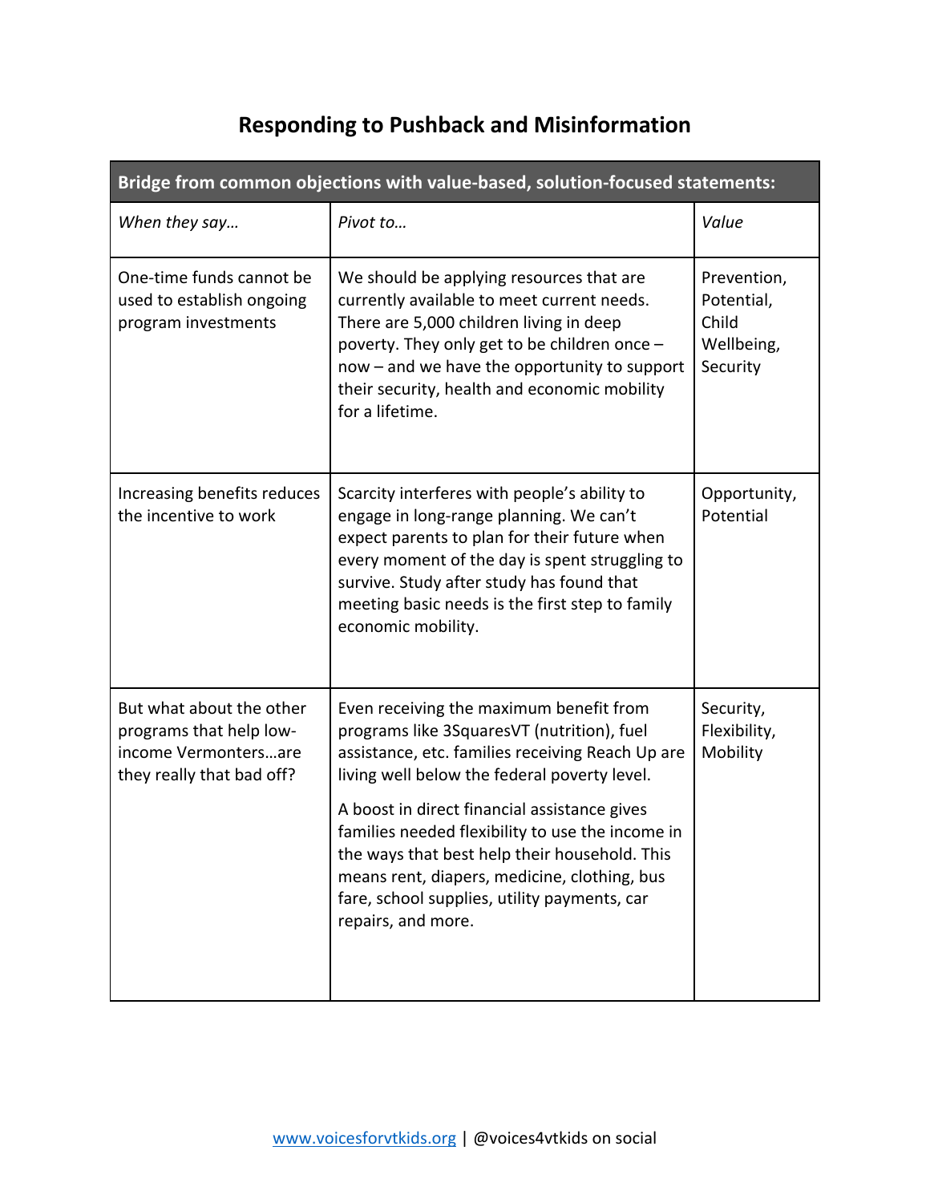# Responding to Pushback and Misinformation

| Bridge from common objections with value-based, solution-focused statements: | | |
|---|---|---|
| *When they say…* | *Pivot to…* | *Value* |
| One-time funds cannot be used to establish ongoing program investments | We should be applying resources that are currently available to meet current needs. There are 5,000 children living in deep poverty. They only get to be children once – now – and we have the opportunity to support their security, health and economic mobility for a lifetime. | Prevention, Potential, Child Wellbeing, Security |
| Increasing benefits reduces the incentive to work | Scarcity interferes with people's ability to engage in long-range planning. We can't expect parents to plan for their future when every moment of the day is spent struggling to survive. Study after study has found that meeting basic needs is the first step to family economic mobility. | Opportunity, Potential |
| But what about the other programs that help low-income Vermonters…are they really that bad off? | Even receiving the maximum benefit from programs like 3SquaresVT (nutrition), fuel assistance, etc. families receiving Reach Up are living well below the federal poverty level.<br><br>A boost in direct financial assistance gives families needed flexibility to use the income in the ways that best help their household. This means rent, diapers, medicine, clothing, bus fare, school supplies, utility payments, car repairs, and more. | Security, Flexibility, Mobility |

www.voicesforvtkids.org | @voices4vtkids on social